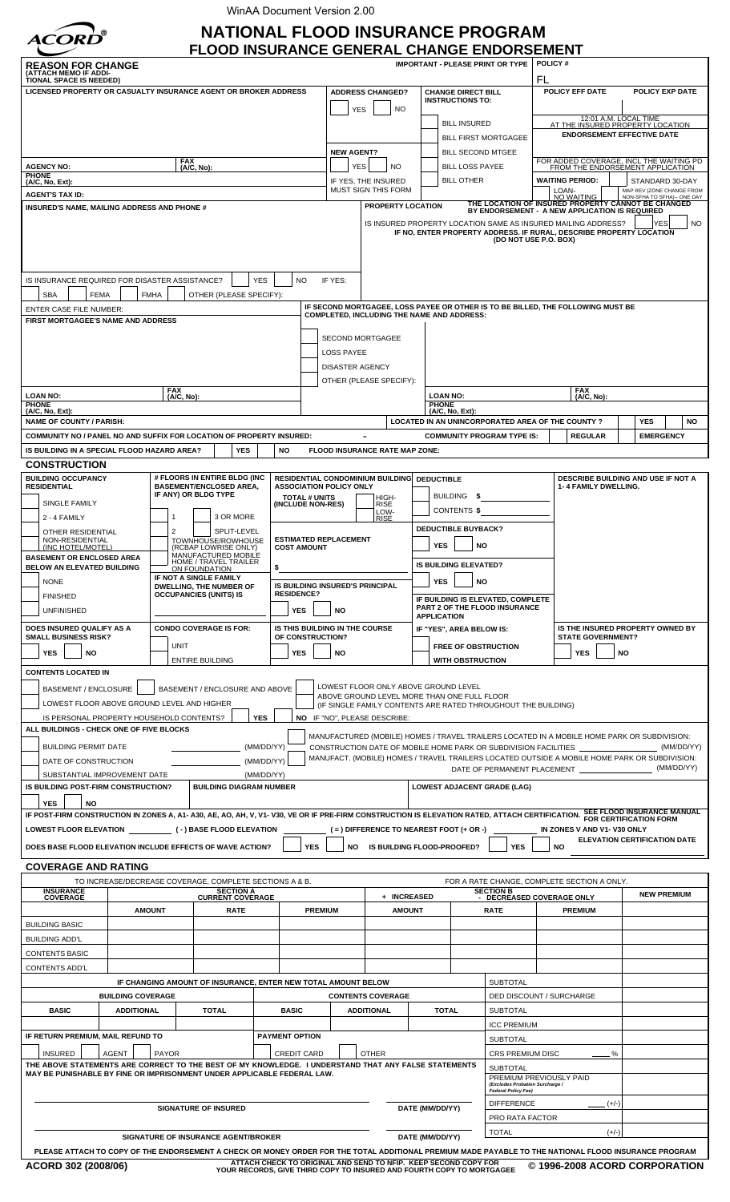WinAA Document Version 2.00

ACORD®

# NATIONAL FLOOD INSURANCE PROGRAM
## FLOOD INSURANCE GENERAL CHANGE ENDORSEMENT

**REASON FOR CHANGE (ATTACH MEMO IF ADDITIONAL SPACE IS NEEDED)**

**IMPORTANT - PLEASE PRINT OR TYPE**

**POLICY #** FL

| LICENSED PROPERTY OR CASUALTY INSURANCE AGENT OR BROKER ADDRESS | ADDRESS CHANGED? | CHANGE DIRECT BILL INSTRUCTIONS TO: | POLICY EFF DATE | POLICY EXP DATE |
|---|---|---|---|---|
| | YES / NO | BILL INSURED | 12:01 A.M. LOCAL TIME AT THE INSURED PROPERTY LOCATION | |
| | | BILL FIRST MORTGAGEE | ENDORSEMENT EFFECTIVE DATE | |
| | NEW AGENT? | BILL SECOND MTGEE | | |
| AGENCY NO: FAX (A/C, No): | YES / NO | BILL LOSS PAYEE | FOR ADDED COVERAGE, INCL THE WAITING PD FROM THE ENDORSEMENT APPLICATION | |
| PHONE (A/C, No, Ext): | IF YES, THE INSURED MUST SIGN THIS FORM | BILL OTHER | WAITING PERIOD: STANDARD 30-DAY | |
| AGENT'S TAX ID: | | | LOAN-NO WAITING | MAP REV (ZONE CHANGE FROM NON-SFHA TO SFHA) - ONE DAY |

**INSURED'S NAME, MAILING ADDRESS AND PHONE #**

**PROPERTY LOCATION**

THE LOCATION OF INSURED PROPERTY CANNOT BE CHANGED BY ENDORSEMENT - A NEW APPLICATION IS REQUIRED

IS INSURED PROPERTY LOCATION SAME AS INSURED MAILING ADDRESS? YES NO
IF NO, ENTER PROPERTY ADDRESS. IF RURAL, DESCRIBE PROPERTY LOCATION (DO NOT USE P.O. BOX)

IS INSURANCE REQUIRED FOR DISASTER ASSISTANCE? YES NO IF YES: SBA FEMA FMHA OTHER (PLEASE SPECIFY):

ENTER CASE FILE NUMBER:

**FIRST MORTGAGEE'S NAME AND ADDRESS**

IF SECOND MORTGAGEE, LOSS PAYEE OR OTHER IS TO BE BILLED, THE FOLLOWING MUST BE COMPLETED, INCLUDING THE NAME AND ADDRESS:
- SECOND MORTGAGEE
- LOSS PAYEE
- DISASTER AGENCY
- OTHER (PLEASE SPECIFY):

LOAN NO: FAX (A/C, No):
PHONE (A/C, No, Ext):

LOAN NO: FAX (A/C, No):
PHONE (A/C, No, Ext):

NAME OF COUNTY / PARISH: LOCATED IN AN UNINCORPORATED AREA OF THE COUNTY? YES NO

COMMUNITY NO / PANEL NO AND SUFFIX FOR LOCATION OF PROPERTY INSURED: - COMMUNITY PROGRAM TYPE IS: REGULAR EMERGENCY

IS BUILDING IN A SPECIAL FLOOD HAZARD AREA? YES NO FLOOD INSURANCE RATE MAP ZONE:

## CONSTRUCTION

**BUILDING OCCUPANCY RESIDENTIAL**
- SINGLE FAMILY
- 2 - 4 FAMILY
- OTHER RESIDENTIAL
- NON-RESIDENTIAL (INC HOTEL/MOTEL)

**BASEMENT OR ENCLOSED AREA BELOW AN ELEVATED BUILDING**
- NONE
- FINISHED
- UNFINISHED

**# FLOORS IN ENTIRE BLDG (INC BASEMENT/ENCLOSED AREA, IF ANY) OR BLDG TYPE**
- 1
- 2
- 3 OR MORE
- SPLIT-LEVEL
- TOWNHOUSE/ROWHOUSE (RCBAP LOWRISE ONLY)
- MANUFACTURED MOBILE HOME / TRAVEL TRAILER ON FOUNDATION

IF NOT A SINGLE FAMILY DWELLING, THE NUMBER OF OCCUPANCIES (UNITS) IS

**RESIDENTIAL CONDOMINIUM BUILDING ASSOCIATION POLICY ONLY**
TOTAL # UNITS (INCLUDE NON-RES) HIGH-RISE LOW-RISE

ESTIMATED REPLACEMENT COST AMOUNT $

IS BUILDING INSURED'S PRINCIPAL RESIDENCE? YES NO

**DEDUCTIBLE**
BUILDING $
CONTENTS $

DEDUCTIBLE BUYBACK? YES NO

IS BUILDING ELEVATED? YES NO

IF BUILDING IS ELEVATED, COMPLETE PART 2 OF THE FLOOD INSURANCE APPLICATION

DESCRIBE BUILDING AND USE IF NOT A 1- 4 FAMILY DWELLING.

DOES INSURED QUALIFY AS A SMALL BUSINESS RISK? YES NO

CONDO COVERAGE IS FOR: UNIT / ENTIRE BUILDING

IS THIS BUILDING IN THE COURSE OF CONSTRUCTION? YES NO

IF "YES", AREA BELOW IS: FREE OF OBSTRUCTION / WITH OBSTRUCTION

IS THE INSURED PROPERTY OWNED BY STATE GOVERNMENT? YES NO

**CONTENTS LOCATED IN**
- BASEMENT / ENCLOSURE
- BASEMENT / ENCLOSURE AND ABOVE
- LOWEST FLOOR ONLY ABOVE GROUND LEVEL
- LOWEST FLOOR ABOVE GROUND LEVEL AND HIGHER
- ABOVE GROUND LEVEL MORE THAN ONE FULL FLOOR (IF SINGLE FAMILY CONTENTS ARE RATED THROUGHOUT THE BUILDING)

IS PERSONAL PROPERTY HOUSEHOLD CONTENTS? YES NO IF "NO", PLEASE DESCRIBE:

**ALL BUILDINGS - CHECK ONE OF FIVE BLOCKS**
- BUILDING PERMIT DATE (MM/DD/YY)
- DATE OF CONSTRUCTION (MM/DD/YY)
- SUBSTANTIAL IMPROVEMENT DATE (MM/DD/YY)
- MANUFACTURED (MOBILE) HOMES / TRAVEL TRAILERS LOCATED IN A MOBILE HOME PARK OR SUBDIVISION: CONSTRUCTION DATE OF MOBILE HOME PARK OR SUBDIVISION FACILITIES (MM/DD/YY)
- MANUFACT. (MOBILE) HOMES / TRAVEL TRAILERS LOCATED OUTSIDE A MOBILE HOME PARK OR SUBDIVISION: DATE OF PERMANENT PLACEMENT (MM/DD/YY)

IS BUILDING POST-FIRM CONSTRUCTION? YES NO BUILDING DIAGRAM NUMBER LOWEST ADJACENT GRADE (LAG)

IF POST-FIRM CONSTRUCTION IN ZONES A, A1- A30, AE, AO, AH, V, V1- V30, VE OR IF PRE-FIRM CONSTRUCTION IS ELEVATION RATED, ATTACH CERTIFICATION. SEE FLOOD INSURANCE MANUAL FOR CERTIFICATION FORM

LOWEST FLOOR ELEVATION ( - ) BASE FLOOD ELEVATION ( = ) DIFFERENCE TO NEAREST FOOT (+ OR -) IN ZONES V AND V1- V30 ONLY

ELEVATION CERTIFICATION DATE

DOES BASE FLOOD ELEVATION INCLUDE EFFECTS OF WAVE ACTION? YES NO IS BUILDING FLOOD-PROOFED? YES NO

## COVERAGE AND RATING

TO INCREASE/DECREASE COVERAGE, COMPLETE SECTIONS A & B. FOR A RATE CHANGE, COMPLETE SECTION A ONLY.

| INSURANCE COVERAGE | SECTION A CURRENT COVERAGE | | | + INCREASED | SECTION B - DECREASED COVERAGE ONLY | | NEW PREMIUM |
|---|---|---|---|---|---|---|---|
| | AMOUNT | RATE | PREMIUM | AMOUNT | RATE | PREMIUM | |
| BUILDING BASIC | | | | | | | |
| BUILDING ADD'L | | | | | | | |
| CONTENTS BASIC | | | | | | | |
| CONTENTS ADD'L | | | | | | | |

IF CHANGING AMOUNT OF INSURANCE, ENTER NEW TOTAL AMOUNT BELOW

| BUILDING COVERAGE | | | CONTENTS COVERAGE | | |
|---|---|---|---|---|---|
| BASIC | ADDITIONAL | TOTAL | BASIC | ADDITIONAL | TOTAL |
| | | | | | |

| | |
|---|---|
| SUBTOTAL | |
| DED DISCOUNT / SURCHARGE | |
| SUBTOTAL | |
| ICC PREMIUM | |
| SUBTOTAL | |
| CRS PREMIUM DISC ___ % | |
| SUBTOTAL | |
| PREMIUM PREVIOUSLY PAID (Excludes Probation Surcharge / Federal Policy Fee) | |
| DIFFERENCE (+/-) | |
| PRO RATA FACTOR | |
| TOTAL (+/-) | |

IF RETURN PREMIUM, MAIL REFUND TO: INSURED AGENT PAYOR

PAYMENT OPTION: CREDIT CARD OTHER

THE ABOVE STATEMENTS ARE CORRECT TO THE BEST OF MY KNOWLEDGE. I UNDERSTAND THAT ANY FALSE STATEMENTS MAY BE PUNISHABLE BY FINE OR IMPRISONMENT UNDER APPLICABLE FEDERAL LAW.

SIGNATURE OF INSURED DATE (MM/DD/YY)

SIGNATURE OF INSURANCE AGENT/BROKER DATE (MM/DD/YY)

PLEASE ATTACH TO COPY OF THE ENDORSEMENT A CHECK OR MONEY ORDER FOR THE TOTAL ADDITIONAL PREMIUM MADE PAYABLE TO THE NATIONAL FLOOD INSURANCE PROGRAM

ACORD 302 (2008/06) ATTACH CHECK TO ORIGINAL AND SEND TO NFIP. KEEP SECOND COPY FOR YOUR RECORDS, GIVE THIRD COPY TO INSURED AND FOURTH COPY TO MORTGAGEE © 1996-2008 ACORD CORPORATION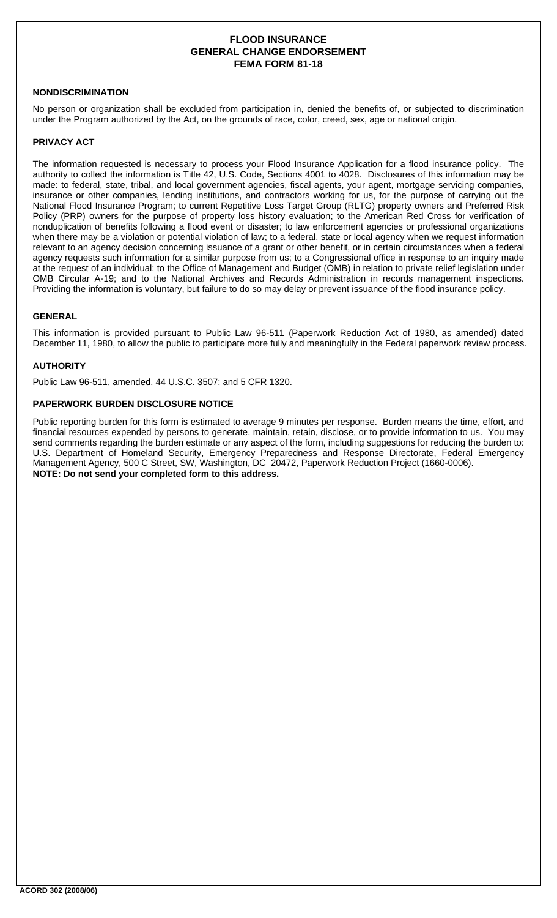# FLOOD INSURANCE
# GENERAL CHANGE ENDORSEMENT
# FEMA FORM 81-18

## NONDISCRIMINATION

No person or organization shall be excluded from participation in, denied the benefits of, or subjected to discrimination under the Program authorized by the Act, on the grounds of race, color, creed, sex, age or national origin.

## PRIVACY ACT

The information requested is necessary to process your Flood Insurance Application for a flood insurance policy. The authority to collect the information is Title 42, U.S. Code, Sections 4001 to 4028. Disclosures of this information may be made: to federal, state, tribal, and local government agencies, fiscal agents, your agent, mortgage servicing companies, insurance or other companies, lending institutions, and contractors working for us, for the purpose of carrying out the National Flood Insurance Program; to current Repetitive Loss Target Group (RLTG) property owners and Preferred Risk Policy (PRP) owners for the purpose of property loss history evaluation; to the American Red Cross for verification of nonduplication of benefits following a flood event or disaster; to law enforcement agencies or professional organizations when there may be a violation or potential violation of law; to a federal, state or local agency when we request information relevant to an agency decision concerning issuance of a grant or other benefit, or in certain circumstances when a federal agency requests such information for a similar purpose from us; to a Congressional office in response to an inquiry made at the request of an individual; to the Office of Management and Budget (OMB) in relation to private relief legislation under OMB Circular A-19; and to the National Archives and Records Administration in records management inspections. Providing the information is voluntary, but failure to do so may delay or prevent issuance of the flood insurance policy.

## GENERAL

This information is provided pursuant to Public Law 96-511 (Paperwork Reduction Act of 1980, as amended) dated December 11, 1980, to allow the public to participate more fully and meaningfully in the Federal paperwork review process.

## AUTHORITY

Public Law 96-511, amended, 44 U.S.C. 3507; and 5 CFR 1320.

## PAPERWORK BURDEN DISCLOSURE NOTICE

Public reporting burden for this form is estimated to average 9 minutes per response. Burden means the time, effort, and financial resources expended by persons to generate, maintain, retain, disclose, or to provide information to us. You may send comments regarding the burden estimate or any aspect of the form, including suggestions for reducing the burden to: U.S. Department of Homeland Security, Emergency Preparedness and Response Directorate, Federal Emergency Management Agency, 500 C Street, SW, Washington, DC 20472, Paperwork Reduction Project (1660-0006).
**NOTE: Do not send your completed form to this address.**

ACORD 302 (2008/06)